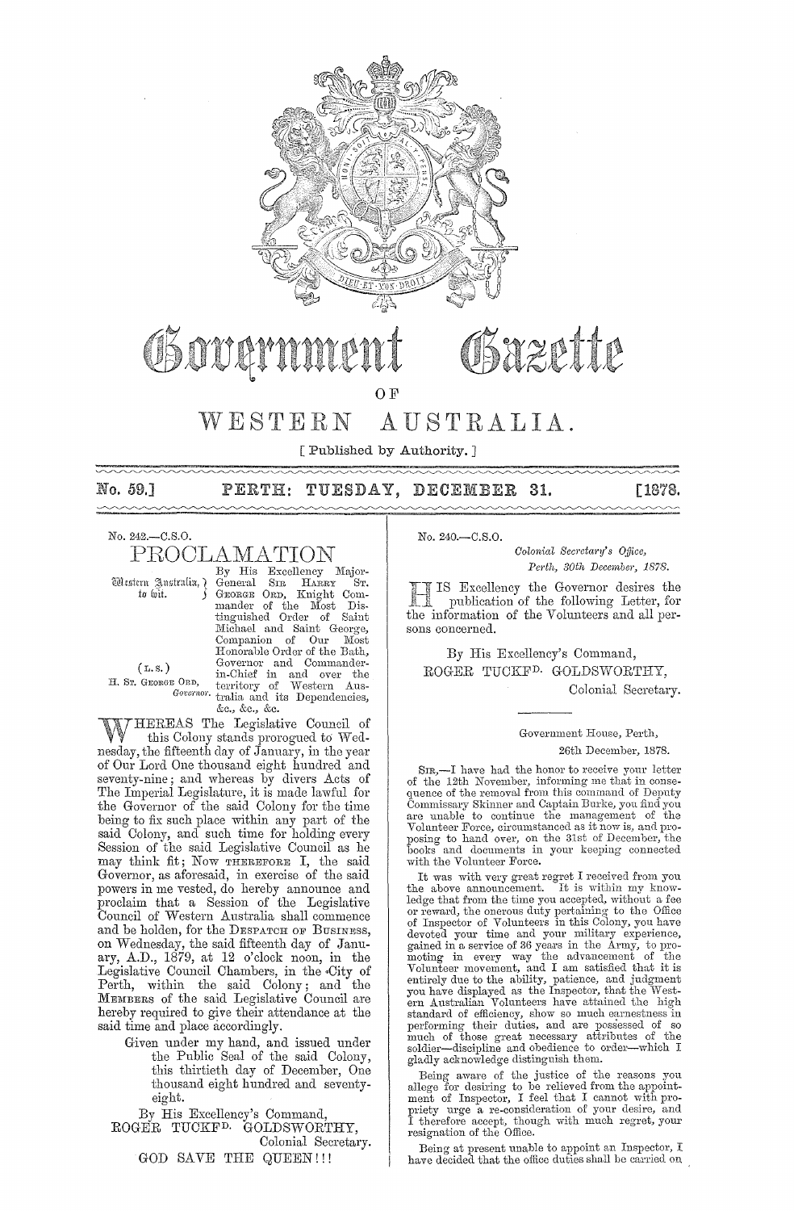# Government Gazette

OF

# WESTERN AUSTRALIA.

[ Published by Authority. ]

No. 59.] PERTH: TUESDAY, DECEMBER 31. [1878.

No. 242.—C.S.O.

## PROCLAMATION

Western Australia, to wit.

(L.S.)
H. ST. GEORGE ORD,
*Governor.*

By His Excellency Major-General SIR HARRY ST. GEORGE ORD, Knight Commander of the Most Distinguished Order of Saint Michael and Saint George, Companion of Our Most Honorable Order of the Bath, Governor and Commander-in-Chief in and over the territory of Western Australia and its Dependencies, &c., &c., &c.

WHEREAS The Legislative Council of this Colony stands prorogued to Wednesday, the fifteenth day of January, in the year of Our Lord One thousand eight hundred and seventy-nine; and whereas by divers Acts of The Imperial Legislature, it is made lawful for the Governor of the said Colony for the time being to fix such place within any part of the said Colony, and such time for holding every Session of the said Legislative Council as he may think fit; Now THEREFORE I, the said Governor, as aforesaid, in exercise of the said powers in me vested, do hereby announce and proclaim that a Session of the Legislative Council of Western Australia shall commence and be holden, for the DESPATCH OF BUSINESS, on Wednesday, the said fifteenth day of January, A.D., 1879, at 12 o'clock noon, in the Legislative Council Chambers, in the City of Perth, within the said Colony; and the MEMBERS of the said Legislative Council are hereby required to give their attendance at the said time and place accordingly.

Given under my hand, and issued under the Public Seal of the said Colony, this thirtieth day of December, One thousand eight hundred and seventy-eight.

By His Excellency's Command,
ROGER TUCKFD. GOLDSWORTHY,
Colonial Secretary.

GOD SAVE THE QUEEN!!!

No. 240.—C.S.O.

*Colonial Secretary's Office,*
*Perth, 30th December, 1878.*

HIS Excellency the Governor desires the publication of the following Letter, for the information of the Volunteers and all persons concerned.

By His Excellency's Command,
ROGER TUCKFD. GOLDSWORTHY,
Colonial Secretary.

Government House, Perth,
26th December, 1878.

SIR,—I have had the honor to receive your letter of the 12th November, informing me that in consequence of the removal from this command of Deputy Commissary Skinner and Captain Burke, you find you are unable to continue the management of the Volunteer Force, circumstanced as it now is, and proposing to hand over, on the 31st of December, the books and documents in your keeping connected with the Volunteer Force.

It was with very great regret I received from you the above announcement. It is within my knowledge that from the time you accepted, without a fee or reward, the onerous duty pertaining to the Office of Inspector of Volunteers in this Colony, you have devoted your time and your military experience, gained in a service of 36 years in the Army, to promoting in every way the advancement of the Volunteer movement, and I am satisfied that it is entirely due to the ability, patience, and judgment you have displayed as the Inspector, that the Western Australian Volunteers have attained the high standard of efficiency, show so much earnestness in performing their duties, and are possessed of so much of those great necessary attributes of the soldier—discipline and obedience to order—which I gladly acknowledge distinguish them.

Being aware of the justice of the reasons you allege for desiring to be relieved from the appointment of Inspector, I feel that I cannot with propriety urge a re-consideration of your desire, and I therefore accept, though with much regret, your resignation of the Office.

Being at present unable to appoint an Inspector, I have decided that the office duties shall be carried on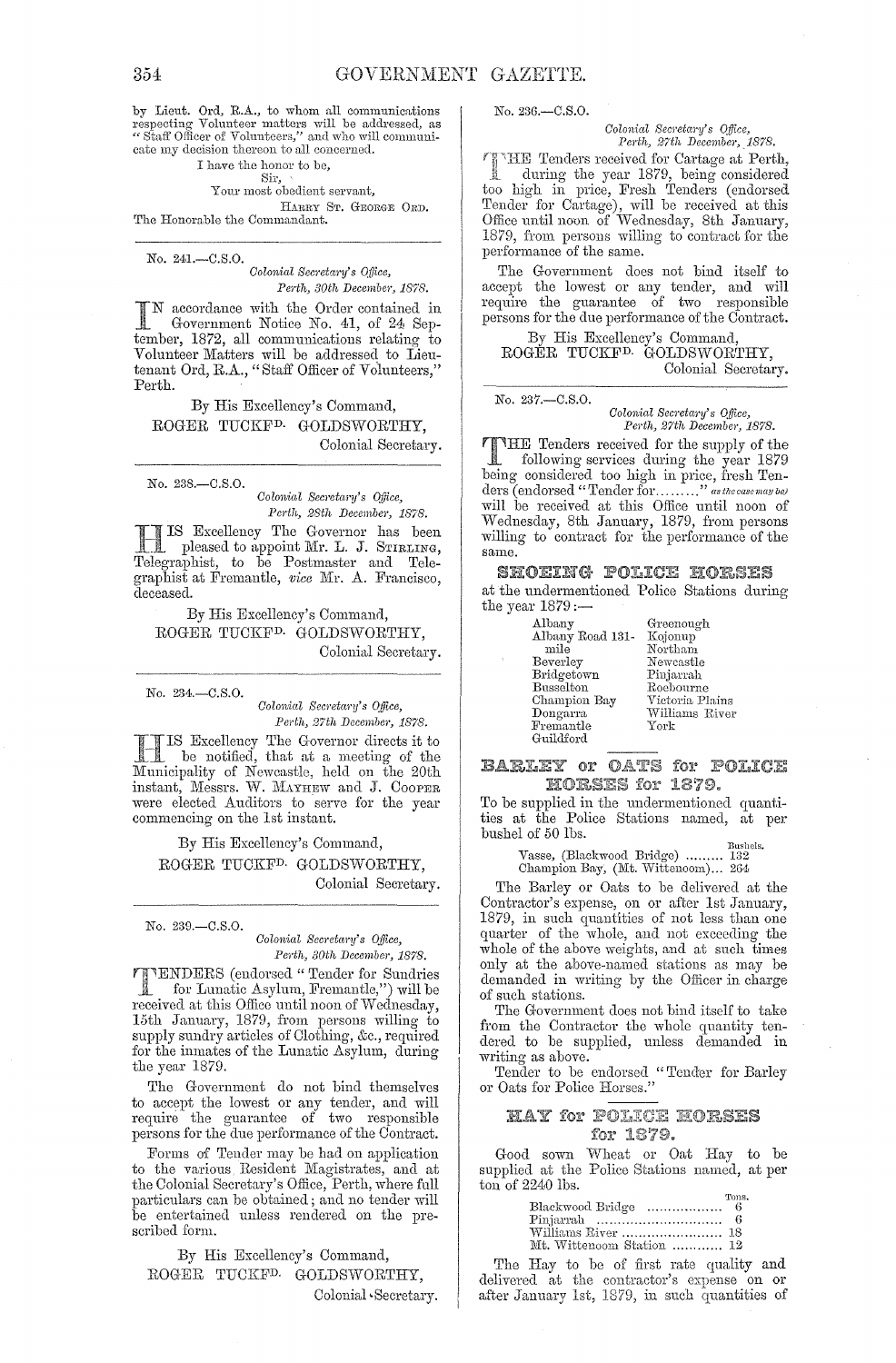by Lieut. Ord, R.A., to whom all communications respecting Volunteer matters will be addressed, as "Staff Officer of Volunteers," and who will communicate my decision thereon to all concerned.

I have the honor to be,
Sir,
Your most obedient servant,
HARRY ST. GEORGE ORD.

The Honorable the Commandant.

---

No. 241.—C.S.O.

*Colonial Secretary's Office,*
*Perth, 30th December, 1878.*

IN accordance with the Order contained in Government Notice No. 41, of 24 September, 1872, all communications relating to Volunteer Matters will be addressed to Lieutenant Ord, R.A., "Staff Officer of Volunteers," Perth.

By His Excellency's Command,
ROGER TUCKFD. GOLDSWORTHY,
Colonial Secretary.

---

No. 238.—C.S.O.

*Colonial Secretary's Office,*
*Perth, 28th December, 1878.*

HIS Excellency The Governor has been pleased to appoint Mr. L. J. STIRLING, Telegraphist, to be Postmaster and Telegraphist at Fremantle, *vice* Mr. A. Francisco, deceased.

By His Excellency's Command,
ROGER TUCKFD. GOLDSWORTHY,
Colonial Secretary.

---

No. 234.—C.S.O.

*Colonial Secretary's Office,*
*Perth, 27th December, 1878.*

HIS Excellency The Governor directs it to be notified, that at a meeting of the Municipality of Newcastle, held on the 20th instant, Messrs. W. MAYHEW and J. COOPER were elected Auditors to serve for the year commencing on the 1st instant.

By His Excellency's Command,
ROGER TUCKFD. GOLDSWORTHY,
Colonial Secretary.

---

No. 239.—C.S.O.

*Colonial Secretary's Office,*
*Perth, 30th December, 1878.*

TENDERS (endorsed "Tender for Sundries for Lunatic Asylum, Fremantle,") will be received at this Office until noon of Wednesday, 15th January, 1879, from persons willing to supply sundry articles of Clothing, &c., required for the inmates of the Lunatic Asylum, during the year 1879.

The Government do not bind themselves to accept the lowest or any tender, and will require the guarantee of two responsible persons for the due performance of the Contract.

Forms of Tender may be had on application to the various Resident Magistrates, and at the Colonial Secretary's Office, Perth, where full particulars can be obtained; and no tender will be entertained unless rendered on the prescribed form.

By His Excellency's Command,
ROGER TUCKFD. GOLDSWORTHY,
Colonial Secretary.

---

No. 236.—C.S.O.

*Colonial Secretary's Office,*
*Perth, 27th December, 1878.*

THE Tenders received for Cartage at Perth, during the year 1879, being considered too high in price, Fresh Tenders (endorsed Tender for Cartage), will be received at this Office until noon of Wednesday, 8th January, 1879, from persons willing to contract for the performance of the same.

The Government does not bind itself to accept the lowest or any tender, and will require the guarantee of two responsible persons for the due performance of the Contract.

By His Excellency's Command,
ROGER TUCKFD. GOLDSWORTHY,
Colonial Secretary.

---

No. 237.—C.S.O.

*Colonial Secretary's Office,*
*Perth, 27th December, 1878.*

THE Tenders received for the supply of the following services during the year 1879 being considered too high in price, fresh Tenders (endorsed "Tender for........" *as the case may be*) will be received at this Office until noon of Wednesday, 8th January, 1879, from persons willing to contract for the performance of the same.

## SHOEING POLICE HORSES

at the undermentioned Police Stations during the year 1879:—

| | |
|---|---|
| Albany | Greenough |
| Albany Road 131-mile | Kojonup |
| Beverley | Northam |
| Bridgetown | Newcastle |
| Busselton | Pinjarrah |
| Champion Bay | Roebourne |
| Dongarra | Victoria Plains |
| Fremantle | Williams River |
| Guildford | York |

## BARLEY or OATS for POLICE HORSES for 1879.

To be supplied in the undermentioned quantities at the Police Stations named, at per bushel of 50 lbs.

| | Bushels. |
|---|---|
| Vasse, (Blackwood Bridge) ......... | 132 |
| Champion Bay, (Mt. Wittenoom)... | 264 |

The Barley or Oats to be delivered at the Contractor's expense, on or after 1st January, 1879, in such quantities of not less than one quarter of the whole, and not exceeding the whole of the above weights, and at such times only at the above-named stations as may be demanded in writing by the Officer in charge of such stations.

The Government does not bind itself to take from the Contractor the whole quantity tendered to be supplied, unless demanded in writing as above.

Tender to be endorsed "Tender for Barley or Oats for Police Horses."

## HAY for POLICE HORSES for 1879.

Good sown Wheat or Oat Hay to be supplied at the Police Stations named, at per ton of 2240 lbs.

| | Tons. |
|---|---|
| Blackwood Bridge .................. | 6 |
| Pinjarrah .............................. | 6 |
| Williams River ........................ | 18 |
| Mt. Wittenoom Station ............ | 12 |

The Hay to be of first rate quality and delivered at the contractor's expense on or after January 1st, 1879, in such quantities of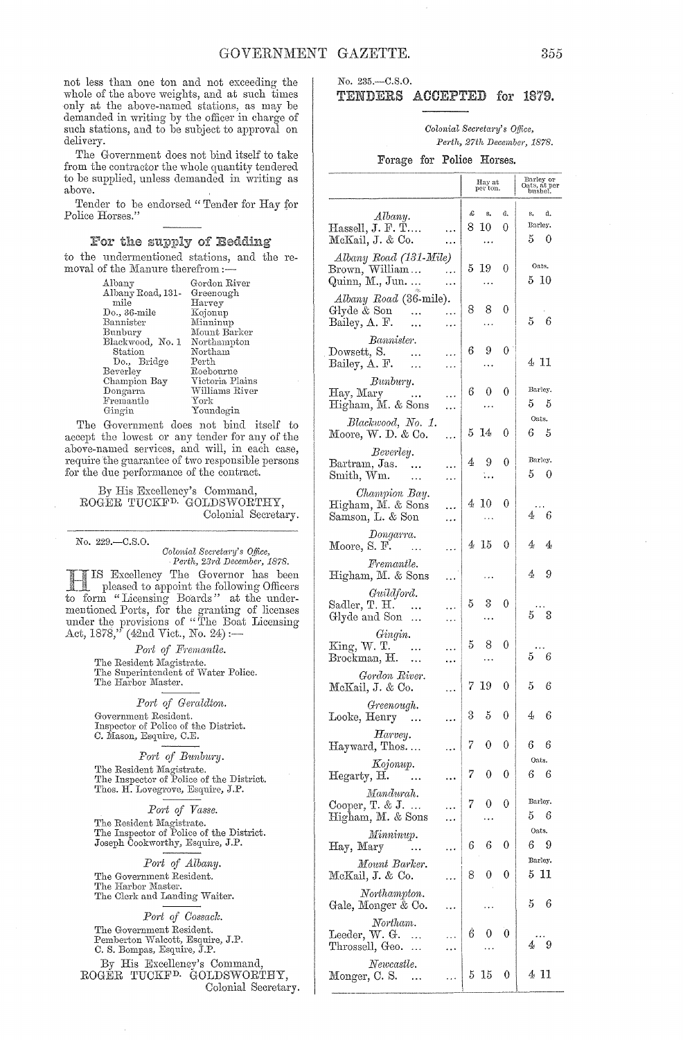not less than one ton and not exceeding the whole of the above weights, and at such times only at the above-named stations, as may be demanded in writing by the officer in charge of such stations, and to be subject to approval on delivery.

The Government does not bind itself to take from the contractor the whole quantity tendered to be supplied, unless demanded in writing as above.

Tender to be endorsed "Tender for Hay for Police Horses."

## For the supply of Bedding

to the undermentioned stations, and the removal of the Manure therefrom:—

| | |
|---|---|
| Albany | Gordon River |
| Albany Road, 131-mile | Greenough |
| Do., 36-mile | Harvey |
| Bannister | Kojonup |
| Bunbury | Minninup |
| Blackwood, No. 1 Station | Mount Barker |
| Do., Bridge | Northampton |
| Beverley | Northam |
| Champion Bay | Perth |
| Dongarra | Roebourne |
| Fremantle | Victoria Plains |
| Gingin | Williams River |
| | York |
| | Youndegin |

The Government does not bind itself to accept the lowest or any tender for any of the above-named services, and will, in each case, require the guarantee of two responsible persons for the due performance of the contract.

By His Excellency's Command,
ROGER TUCKFD. GOLDSWORTHY,
Colonial Secretary.

---

No. 229.—C.S.O.

*Colonial Secretary's Office,*
*Perth, 23rd December, 1878.*

HIS Excellency The Governor has been pleased to appoint the following Officers to form "Licensing Boards" at the undermentioned Ports, for the granting of licenses under the provisions of "The Boat Licensing Act, 1878," (42nd Vict., No. 24):—

*Port of Fremantle.*

The Resident Magistrate.
The Superintendent of Water Police.
The Harbor Master.

*Port of Geraldton.*

Government Resident.
Inspector of Police of the District.
C. Mason, Esquire, C.E.

*Port of Bunbury.*

The Resident Magistrate.
The Inspector of Police of the District.
Thos. H. Lovegrove, Esquire, J.P.

*Port of Vasse.*

The Resident Magistrate.
The Inspector of Police of the District.
Joseph Cookworthy, Esquire, J.P.

*Port of Albany.*

The Government Resident.
The Harbor Master.
The Clerk and Landing Waiter.

*Port of Cossack.*

The Government Resident.
Pemberton Walcott, Esquire, J.P.
C. S. Bompas, Esquire, J.P.

By His Excellency's Command,
ROGER TUCKFD. GOLDSWORTHY,
Colonial Secretary.

---

No. 235.—C.S.O.

# TENDERS ACCEPTED for 1879.

*Colonial Secretary's Office,*
*Perth, 27th December, 1878.*

### Forage for Police Horses.

| | Hay at per ton. £ s. d. | Barley or Oats, at per bushel. s. d. |
|---|---|---|
| *Albany.* | | |
| Hassell, J. F. T.... | 8 10 0 | |
| McKail, J. & Co. | ... | Barley. 5 0 |
| *Albany Road (131-Mile)* | | |
| Brown, William... | 5 19 0 | |
| Quinn, M., Jun.... | ... | Oats. 5 10 |
| *Albany Road (36-mile).* | | |
| Glyde & Son ... | 8 8 0 | |
| Bailey, A. F. ... | ... | 5 6 |
| *Bannister.* | | |
| Dowsett, S. ... | 6 9 0 | |
| Bailey, A. F. ... | ... | 4 11 |
| *Bunbury.* | | |
| Hay, Mary ... | 6 0 0 | |
| Higham, M. & Sons | ... | Barley. 5 5 |
| *Blackwood, No. 1.* | | |
| Moore, W. D. & Co. | 5 14 0 | Oats. 6 5 |
| *Beverley.* | | |
| Bartram, Jas. ... | 4 9 0 | |
| Smith, Wm. ... | ... | Barley. 5 0 |
| *Champion Bay.* | | |
| Higham, M. & Sons | 4 10 0 | ... |
| Samson, L. & Son | ... | 4 6 |
| *Dongarra.* | | |
| Moore, S. F. ... | 4 15 0 | 4 4 |
| *Fremantle.* | | |
| Higham, M. & Sons | ... | 4 9 |
| *Guildford.* | | |
| Sadler, T. H. ... | 5 3 0 | ... |
| Glyde and Son ... | ... | 5 3 |
| *Gingin.* | | |
| King, W. T. ... | 5 8 0 | ... |
| Brockman, H. ... | ... | 5 6 |
| *Gordon River.* | | |
| McKail, J. & Co. | 7 19 0 | 5 6 |
| *Greenough.* | | |
| Looke, Henry ... | 3 5 0 | 4 6 |
| *Harvey.* | | |
| Hayward, Thos.... | 7 0 0 | 6 6 |
| *Kojonup.* | | |
| Hegarty, H. ... | 7 0 0 | Oats. 6 6 |
| *Mandurah.* | | |
| Cooper, T. & J. ... | 7 0 0 | |
| Higham, M. & Sons | ... | Barley. 5 6 |
| *Minninup.* | | |
| Hay, Mary ... | 6 6 0 | Oats. 6 9 |
| *Mount Barker.* | | |
| McKail, J. & Co. | 8 0 0 | Barley. 5 11 |
| *Northampton.* | | |
| Gale, Monger & Co. | ... | 5 6 |
| *Northam.* | | |
| Leeder, W. G. ... | 6 0 0 | ... |
| Throssell, Geo. ... | ... | 4 9 |
| *Newcastle.* | | |
| Monger, C. S. ... | 5 15 0 | 4 11 |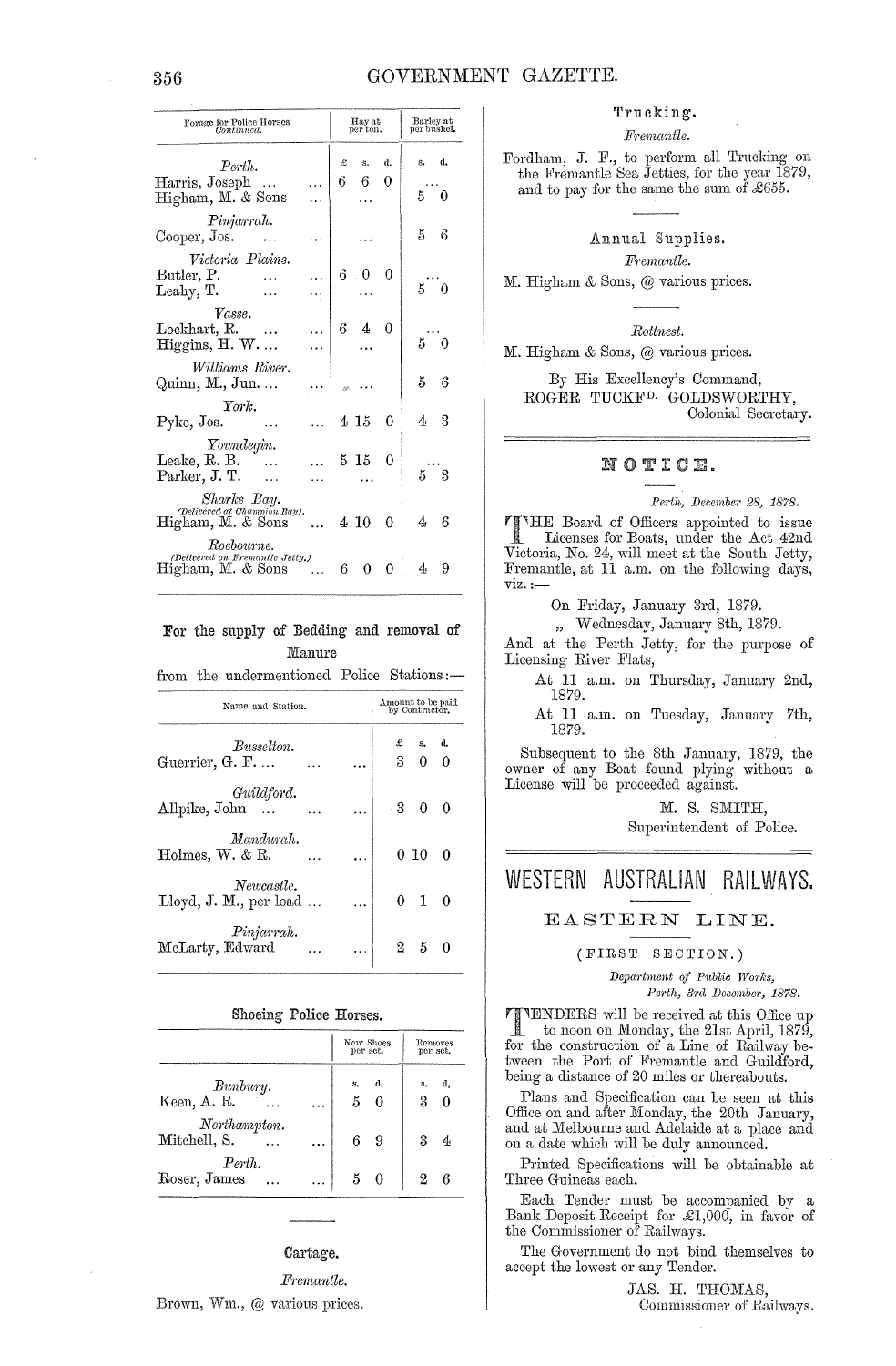| Forage for Police Horses *Continued.* | Hay at per ton. | Barley at per bushel. |
|---|---|---|
| | £ s. d. | s. d. |
| *Perth.* | | |
| Harris, Joseph ... ... | 6 6 0 | ... |
| Higham, M. & Sons ... | ... | 5 0 |
| *Pinjarrah.* | | |
| Cooper, Jos. ... ... | ... | 5 6 |
| *Victoria Plains.* | | |
| Butler, P. ... ... | 6 0 0 | ... |
| Leahy, T. ... ... | ... | 5 0 |
| *Vasse.* | | |
| Lockhart, R. ... ... | 6 4 0 | ... |
| Higgins, H. W. ... ... | ... | 5 0 |
| *Williams River.* | | |
| Quinn, M., Jun. ... ... | ... | 5 6 |
| *York.* | | |
| Pyke, Jos. ... ... | 4 15 0 | 4 3 |
| *Youndegin.* | | |
| Leake, R. B. ... ... | 5 15 0 | ... |
| Parker, J. T. ... ... | ... | 5 3 |
| *Sharks Bay.* *(Delivered at Champion Bay).* | | |
| Higham, M. & Sons ... | 4 10 0 | 4 6 |
| *Roebourne.* *(Delivered on Fremantle Jetty.)* | | |
| Higham, M. & Sons ... | 6 0 0 | 4 9 |

**For the supply of Bedding and removal of Manure**

from the undermentioned Police Stations:—

| Name and Station. | Amount to be paid by Contractor. |
|---|---|
| | £ s. d. |
| *Busselton.* | |
| Guerrier, G. F. ... ... ... | 3 0 0 |
| *Guildford.* | |
| Allpike, John ... ... ... | 3 0 0 |
| *Mandurah.* | |
| Holmes, W. & R. ... ... | 0 10 0 |
| *Newcastle.* | |
| Lloyd, J. M., per load ... ... | 0 1 0 |
| *Pinjarrah.* | |
| McLarty, Edward ... ... | 2 5 0 |

**Shoeing Police Horses.**

| | New Shoes per set. | Removes per set. |
|---|---|---|
| | s. d. | s. d. |
| *Bunbury.* | | |
| Keen, A. R. ... ... | 5 0 | 3 0 |
| *Northampton.* | | |
| Mitchell, S. ... ... | 6 9 | 3 4 |
| *Perth.* | | |
| Roser, James ... ... | 5 0 | 2 6 |

**Cartage.**

*Fremantle.*

Brown, Wm., @ various prices.

**Trucking.**

*Fremantle.*

Fordham, J. F., to perform all Trucking on the Fremantle Sea Jetties, for the year 1879, and to pay for the same the sum of £655.

**Annual Supplies.**

*Fremantle.*

M. Higham & Sons, @ various prices.

*Rottnest.*

M. Higham & Sons, @ various prices.

By His Excellency's Command,
ROGER TUCKFD. GOLDSWORTHY,
Colonial Secretary.

## NOTICE.

*Perth, December 28, 1878.*

THE Board of Officers appointed to issue Licenses for Boats, under the Act 42nd Victoria, No. 24, will meet at the South Jetty, Fremantle, at 11 a.m. on the following days, viz.:—

On Friday, January 3rd, 1879.
„ Wednesday, January 8th, 1879.

And at the Perth Jetty, for the purpose of Licensing River Flats,

At 11 a.m. on Thursday, January 2nd, 1879.
At 11 a.m. on Tuesday, January 7th, 1879.

Subsequent to the 8th January, 1879, the owner of any Boat found plying without a License will be proceeded against.

M. S. SMITH,
Superintendent of Police.

# WESTERN AUSTRALIAN RAILWAYS.

## EASTERN LINE.

### (FIRST SECTION.)

*Department of Public Works,*
*Perth, 3rd December, 1878.*

TENDERS will be received at this Office up to noon on Monday, the 21st April, 1879, for the construction of a Line of Railway between the Port of Fremantle and Guildford, being a distance of 20 miles or thereabouts.

Plans and Specification can be seen at this Office on and after Monday, the 20th January, and at Melbourne and Adelaide at a place and on a date which will be duly announced.

Printed Specifications will be obtainable at Three Guineas each.

Each Tender must be accompanied by a Bank Deposit Receipt for £1,000, in favor of the Commissioner of Railways.

The Government do not bind themselves to accept the lowest or any Tender.

JAS. H. THOMAS,
Commissioner of Railways.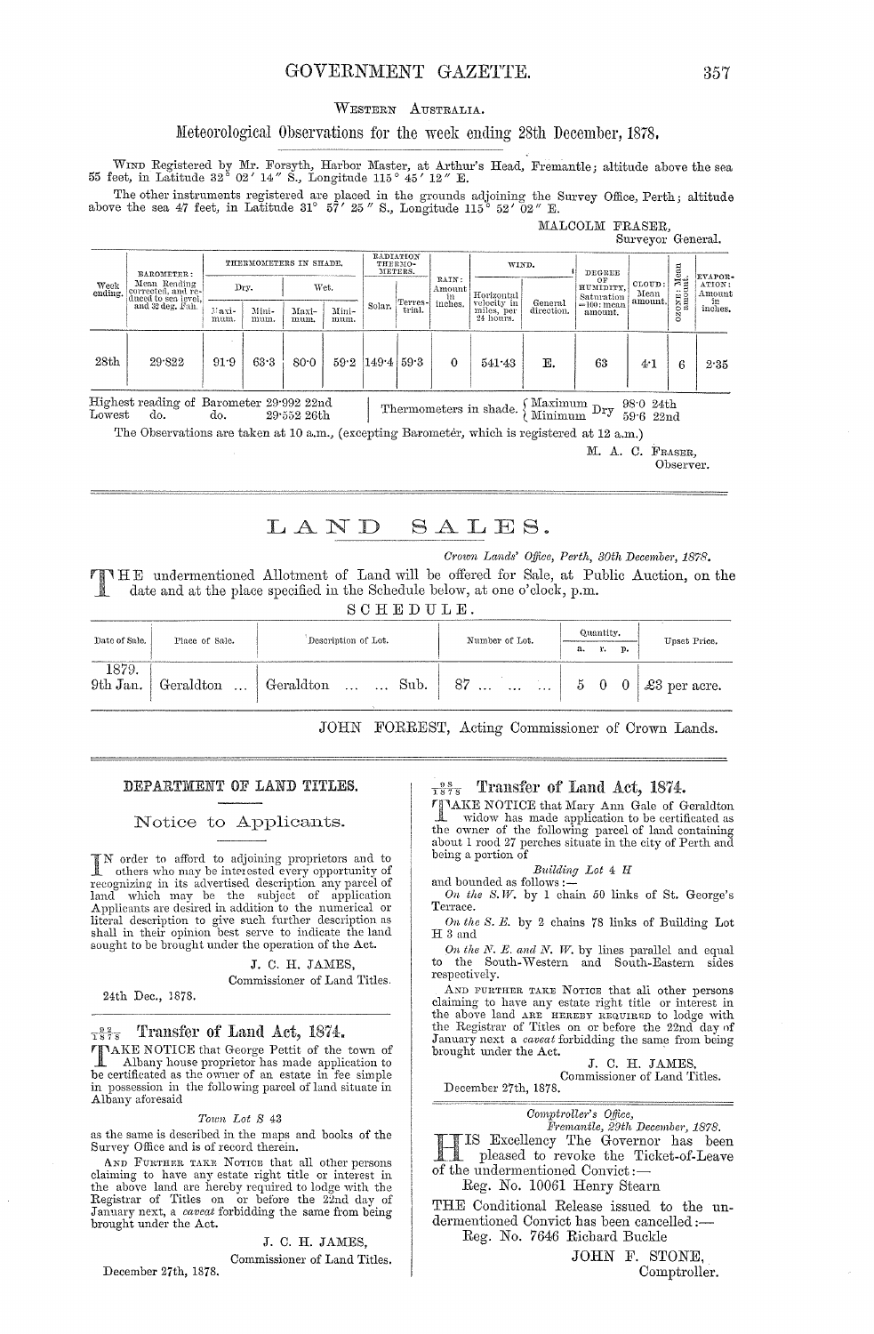WESTERN AUSTRALIA.

## Meteorological Observations for the week ending 28th December, 1878.

WIND Registered by Mr. Forsyth, Harbor Master, at Arthur's Head, Fremantle; altitude above the sea 55 feet, in Latitude 32° 02′ 14″ S., Longitude 115° 45′ 12″ E.

The other instruments registered are placed in the grounds adjoining the Survey Office, Perth; altitude above the sea 47 feet, in Latitude 31° 57′ 25″ S., Longitude 115° 52′ 02″ E.

MALCOLM FRASER,
Surveyor General.

| Week ending. | BAROMETER: Mean Reading corrected, and reduced to sea level, and 32 deg. Fah. | THERMOMETERS IN SHADE. Dry. Maximum. | Dry. Minimum. | Wet. Maximum. | Wet. Minimum. | RADIATION THERMOMETERS. Solar. | Terrestrial. | RAIN: Amount in inches. | WIND. Horizontal velocity in miles, per 24 hours. | General direction. | DEGREE OF HUMIDITY, Saturation =100: mean amount. | CLOUD: Mean amount. | OZONE: Mean amount. | EVAPORATION: Amount in inches. |
|---|---|---|---|---|---|---|---|---|---|---|---|---|---|---|
| 28th | 29·822 | 91·9 | 63·3 | 80·0 | 59·2 | 149·4 | 59·3 | 0 | 541·43 | E. | 63 | 4·1 | 6 | 2·35 |

Highest reading of Barometer 29·992 22nd
Lowest do. do. 29·552 26th

Thermometers in shade. { Maximum Dry 98·0 24th; Minimum Dry 59·6 22nd }

The Observations are taken at 10 a.m., (excepting Barometer, which is registered at 12 a.m.)

M. A. C. FRASER,
Observer.

---

# LAND SALES.

*Crown Lands' Office, Perth, 30th December, 1878.*

THE undermentioned Allotment of Land will be offered for Sale, at Public Auction, on the date and at the place specified in the Schedule below, at one o'clock, p.m.

SCHEDULE.

| Date of Sale. | Place of Sale. | Description of Lot. | Number of Lot. | Quantity. a. | r. | p. | Upset Price. |
|---|---|---|---|---|---|---|---|
| 1879. 9th Jan. | Geraldton ... | Geraldton ... ... Sub. | 87 ... ... ... | 5 | 0 | 0 | £3 per acre. |

JOHN FORREST, Acting Commissioner of Crown Lands.

---

## DEPARTMENT OF LAND TITLES.

### Notice to Applicants.

IN order to afford to adjoining proprietors and to others who may be interested every opportunity of recognizing in its advertised description any parcel of land which may be the subject of application Applicants are desired in addition to the numerical or literal description to give such further description as shall in their opinion best serve to indicate the land sought to be brought under the operation of the Act.

J. C. H. JAMES,
Commissioner of Land Titles.

24th Dec., 1878.

---

### $\frac{92}{1878}$ Transfer of Land Act, 1874.

TAKE NOTICE that George Pettit of the town of Albany house proprietor has made application to be certificated as the owner of an estate in fee simple in possession in the following parcel of land situate in Albany aforesaid

*Town Lot S 43*

as the same is described in the maps and books of the Survey Office and is of record therein.

AND FURTHER TAKE NOTICE that all other persons claiming to have any estate right title or interest in the above land are hereby required to lodge with the Registrar of Titles on or before the 22nd day of January next, a *caveat* forbidding the same from being brought under the Act.

J. C. H. JAMES,
Commissioner of Land Titles.

December 27th, 1878.

---

### $\frac{98}{1878}$ Transfer of Land Act, 1874.

TAKE NOTICE that Mary Ann Gale of Geraldton widow has made application to be certificated as the owner of the following parcel of land containing about 1 rood 27 perches situate in the city of Perth and being a portion of

*Building Lot 4 H*

and bounded as follows:—

*On the S.W.* by 1 chain 50 links of St. George's Terrace.

*On the S. E.* by 2 chains 78 links of Building Lot H 3 and

*On the N. E. and N. W.* by lines parallel and equal to the South-Western and South-Eastern sides respectively.

AND FURTHER TAKE NOTICE that all other persons claiming to have any estate right title or interest in the above land ARE HEREBY REQUIRED to lodge with the Registrar of Titles on or before the 22nd day of January next a *caveat* forbidding the same from being brought under the Act.

J. C. H. JAMES,
Commissioner of Land Titles.

December 27th, 1878.

---

*Comptroller's Office,*
*Fremantle, 29th December, 1878.*

HIS Excellency The Governor has been pleased to revoke the Ticket-of-Leave of the undermentioned Convict:—

Reg. No. 10061 Henry Stearn

THE Conditional Release issued to the undermentioned Convict has been cancelled:—

Reg. No. 7646 Richard Buckle

JOHN F. STONE,
Comptroller.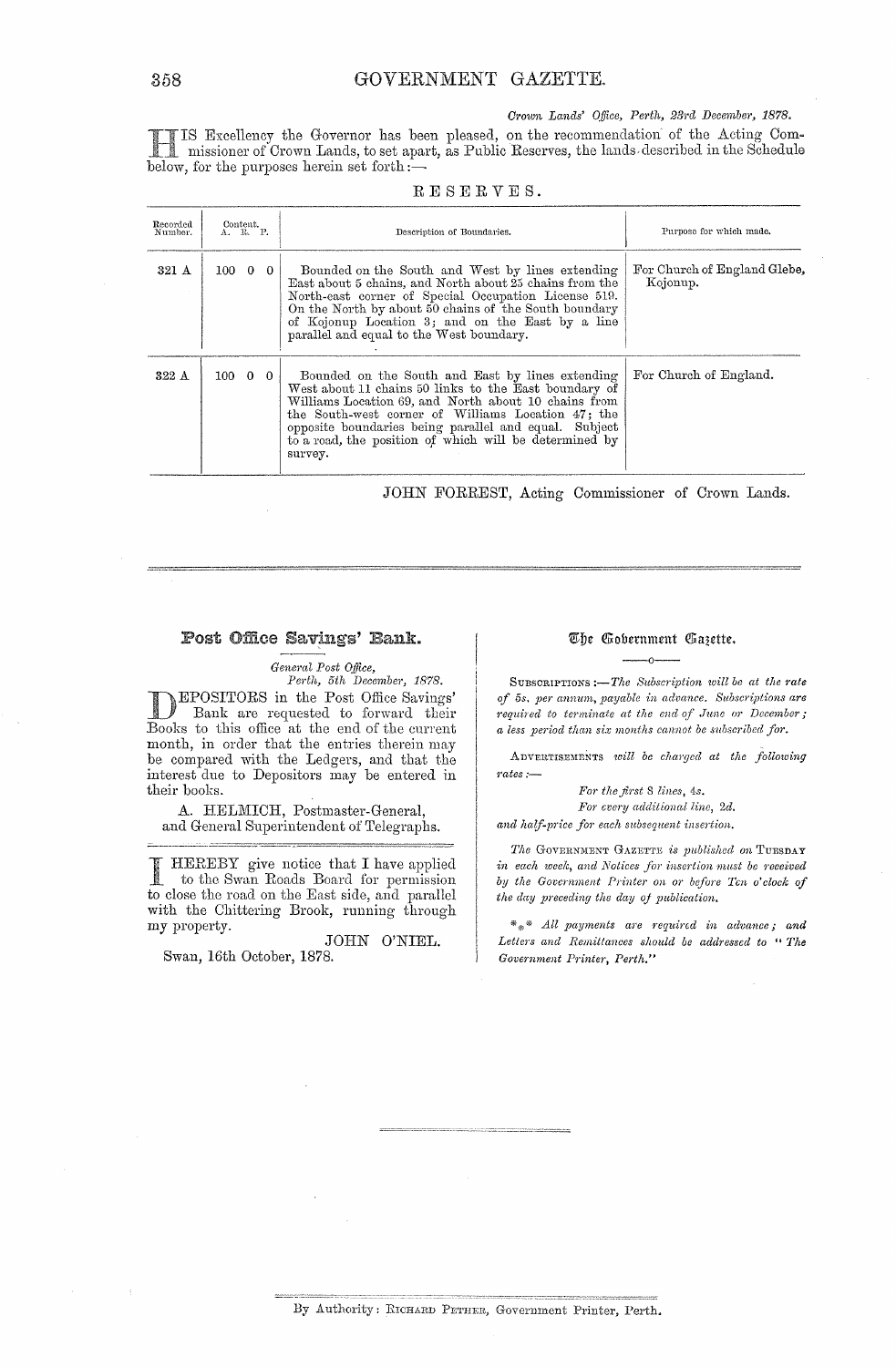*Crown Lands' Office, Perth, 23rd December, 1878.*

HIS Excellency the Governor has been pleased, on the recommendation of the Acting Commissioner of Crown Lands, to set apart, as Public Reserves, the lands described in the Schedule below, for the purposes herein set forth:—

## RESERVES.

| Recorded Number. | Content. A. R. P. | Description of Boundaries. | Purpose for which made. |
|---|---|---|---|
| 321 A | 100 0 0 | Bounded on the South and West by lines extending East about 5 chains, and North about 25 chains from the North-east corner of Special Occupation License 519. On the North by about 50 chains of the South boundary of Kojonup Location 3; and on the East by a line parallel and equal to the West boundary. | For Church of England Glebe, Kojonup. |
| 322 A | 100 0 0 | Bounded on the South and East by lines extending West about 11 chains 50 links to the East boundary of Williams Location 69, and North about 10 chains from the South-west corner of Williams Location 47; the opposite boundaries being parallel and equal. Subject to a road, the position of which will be determined by survey. | For Church of England. |

JOHN FORREST, Acting Commissioner of Crown Lands.

---

## Post Office Savings' Bank.

*General Post Office,*
*Perth, 5th December, 1878.*

DEPOSITORS in the Post Office Savings' Bank are requested to forward their Books to this office at the end of the current month, in order that the entries therein may be compared with the Ledgers, and that the interest due to Depositors may be entered in their books.

A. HELMICH, Postmaster-General,
and General Superintendent of Telegraphs.

---

I HEREBY give notice that I have applied to the Swan Roads Board for permission to close the road on the East side, and parallel with the Chittering Brook, running through my property.

JOHN O'NIEL.

Swan, 16th October, 1878.

---

## The Government Gazette.

SUBSCRIPTIONS:—*The Subscription will be at the rate of 5s. per annum, payable in advance. Subscriptions are required to terminate at the end of June or December; a less period than six months cannot be subscribed for.*

ADVERTISEMENTS *will be charged at the following rates:—*

*For the first 8 lines, 4s.*
*For every additional line, 2d.*
*and half-price for each subsequent insertion.*

*The* GOVERNMENT GAZETTE *is published on* TUESDAY *in each week, and Notices for insertion must be received by the Government Printer on or before Ten o'clock of the day preceding the day of publication.*

⁂ *All payments are required in advance; and Letters and Remittances should be addressed to "The Government Printer, Perth."*

---

By Authority: RICHARD PETHER, Government Printer, Perth.